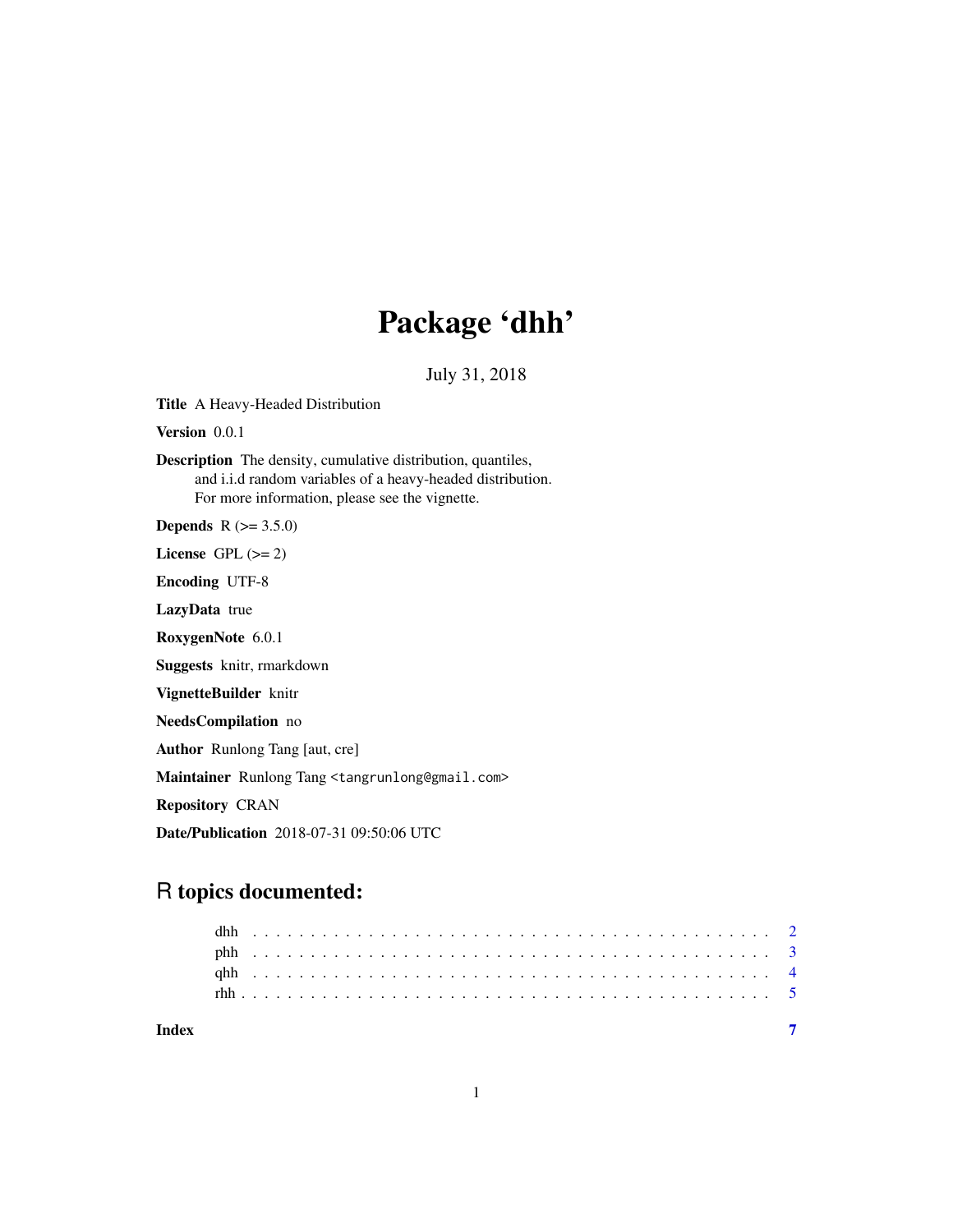# Package 'dhh'

July 31, 2018

**Title** A Heavy-Headed Distribution

**Version** 0.0.1

**Description** The density, cumulative distribution, quantiles, and i.i.d random variables of a heavy-headed distribution. For more information, please see the vignette.

**Depends** R (>= 3.5.0)

**License** GPL (>= 2)

**Encoding** UTF-8

**LazyData** true

**RoxygenNote** 6.0.1

**Suggests** knitr, rmarkdown

**VignetteBuilder** knitr

**NeedsCompilation** no

**Author** Runlong Tang [aut, cre]

**Maintainer** Runlong Tang <tangrunlong@gmail.com>

**Repository** CRAN

**Date/Publication** 2018-07-31 09:50:06 UTC

## R topics documented:

| | |
|---|---|
| dhh | 2 |
| phh | 3 |
| qhh | 4 |
| rhh | 5 |
| **Index** | 7 |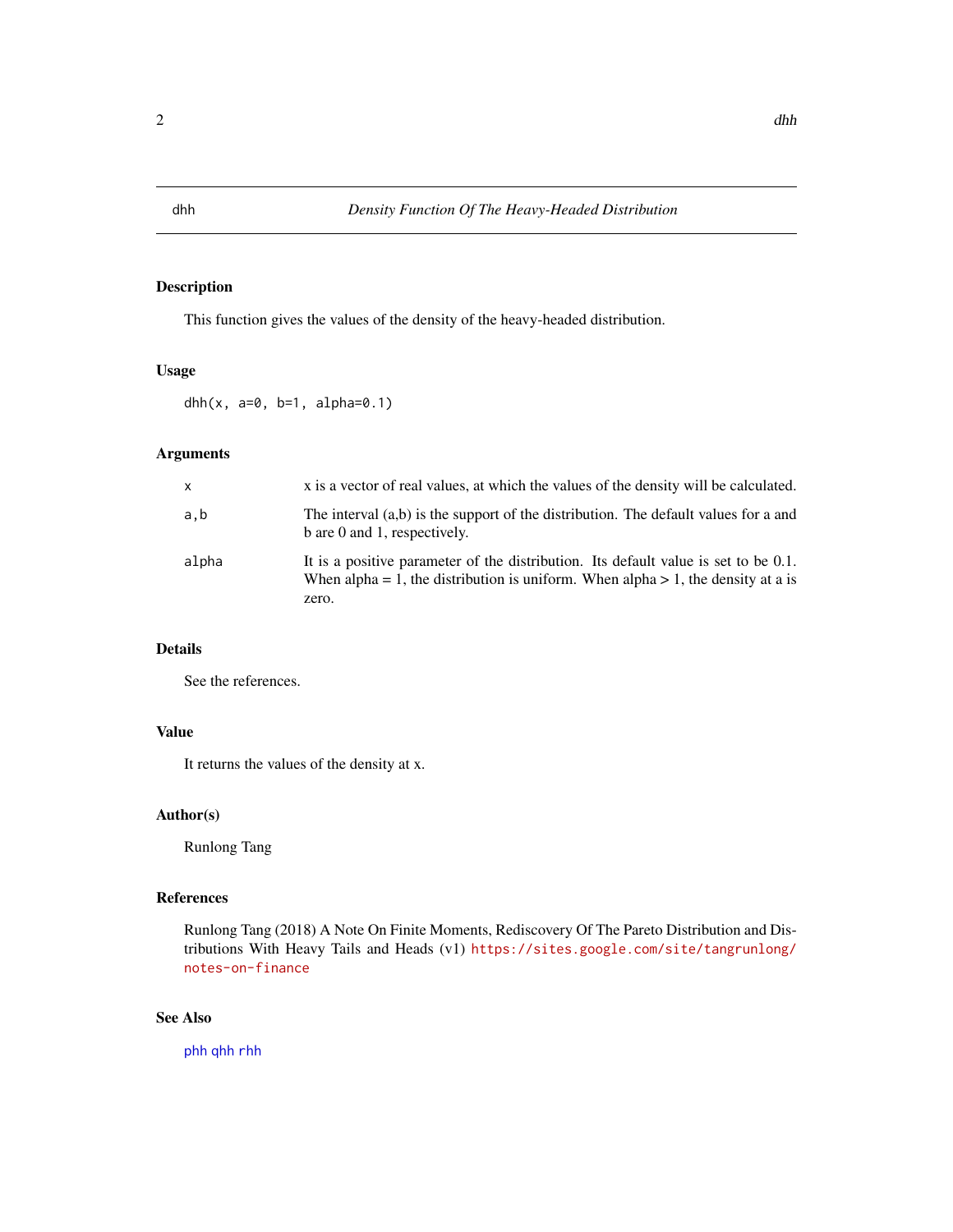dhh *Density Function Of The Heavy-Headed Distribution*

## Description

This function gives the values of the density of the heavy-headed distribution.

## Usage

```
dhh(x, a=0, b=1, alpha=0.1)
```

## Arguments

| | |
|---|---|
| `x` | x is a vector of real values, at which the values of the density will be calculated. |
| `a,b` | The interval (a,b) is the support of the distribution. The default values for a and b are 0 and 1, respectively. |
| `alpha` | It is a positive parameter of the distribution. Its default value is set to be 0.1. When alpha = 1, the distribution is uniform. When alpha > 1, the density at a is zero. |

## Details

See the references.

## Value

It returns the values of the density at x.

## Author(s)

Runlong Tang

## References

Runlong Tang (2018) A Note On Finite Moments, Rediscovery Of The Pareto Distribution and Distributions With Heavy Tails and Heads (v1) https://sites.google.com/site/tangrunlong/notes-on-finance

## See Also

phh qhh rhh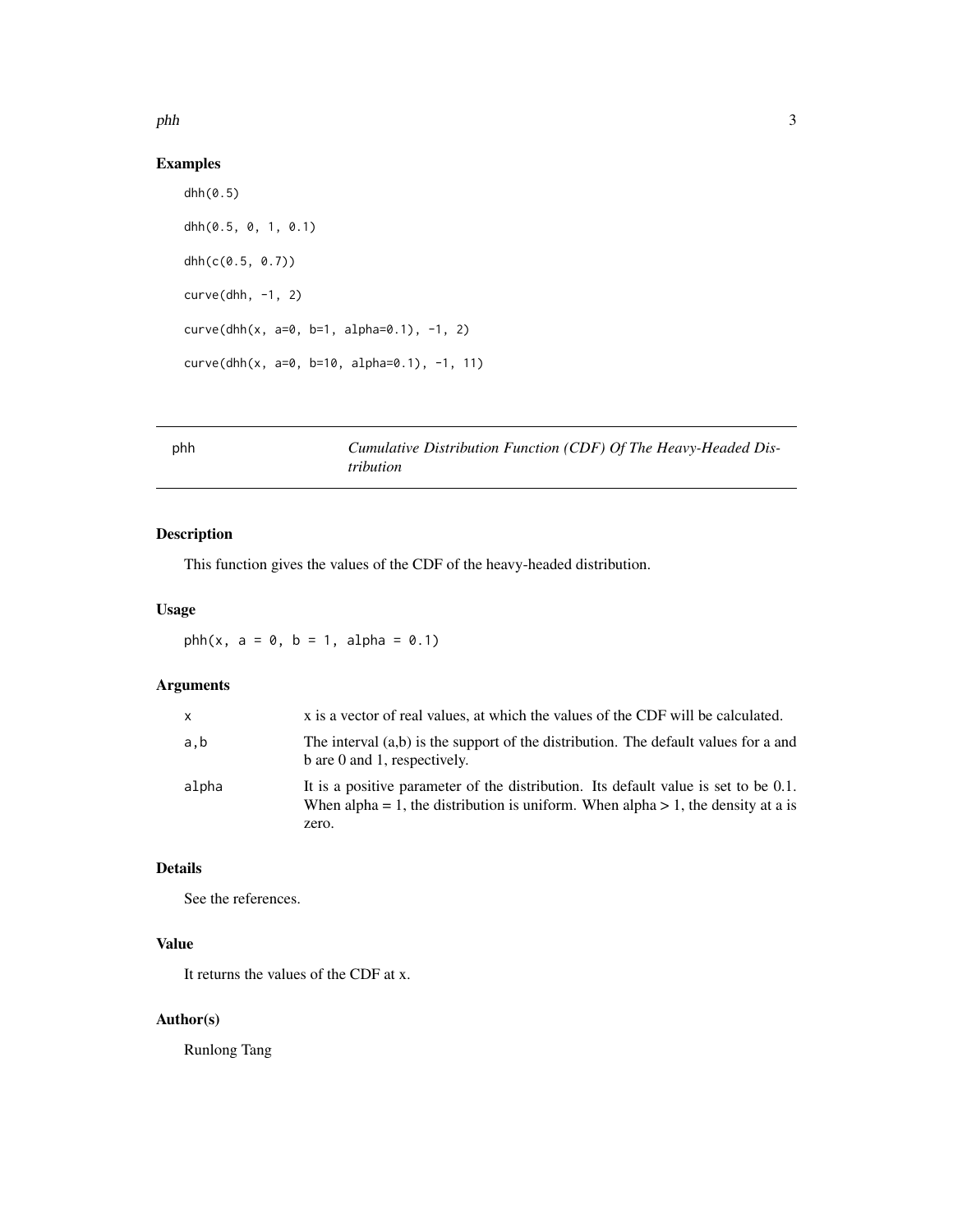## Examples

```
dhh(0.5)

dhh(0.5, 0, 1, 0.1)

dhh(c(0.5, 0.7))

curve(dhh, -1, 2)

curve(dhh(x, a=0, b=1, alpha=0.1), -1, 2)

curve(dhh(x, a=0, b=10, alpha=0.1), -1, 11)
```

---

# phh — *Cumulative Distribution Function (CDF) Of The Heavy-Headed Distribution*

---

## Description

This function gives the values of the CDF of the heavy-headed distribution.

## Usage

```
phh(x, a = 0, b = 1, alpha = 0.1)
```

## Arguments

| | |
|---|---|
| x | x is a vector of real values, at which the values of the CDF will be calculated. |
| a,b | The interval (a,b) is the support of the distribution. The default values for a and b are 0 and 1, respectively. |
| alpha | It is a positive parameter of the distribution. Its default value is set to be 0.1. When alpha = 1, the distribution is uniform. When alpha > 1, the density at a is zero. |

## Details

See the references.

## Value

It returns the values of the CDF at x.

## Author(s)

Runlong Tang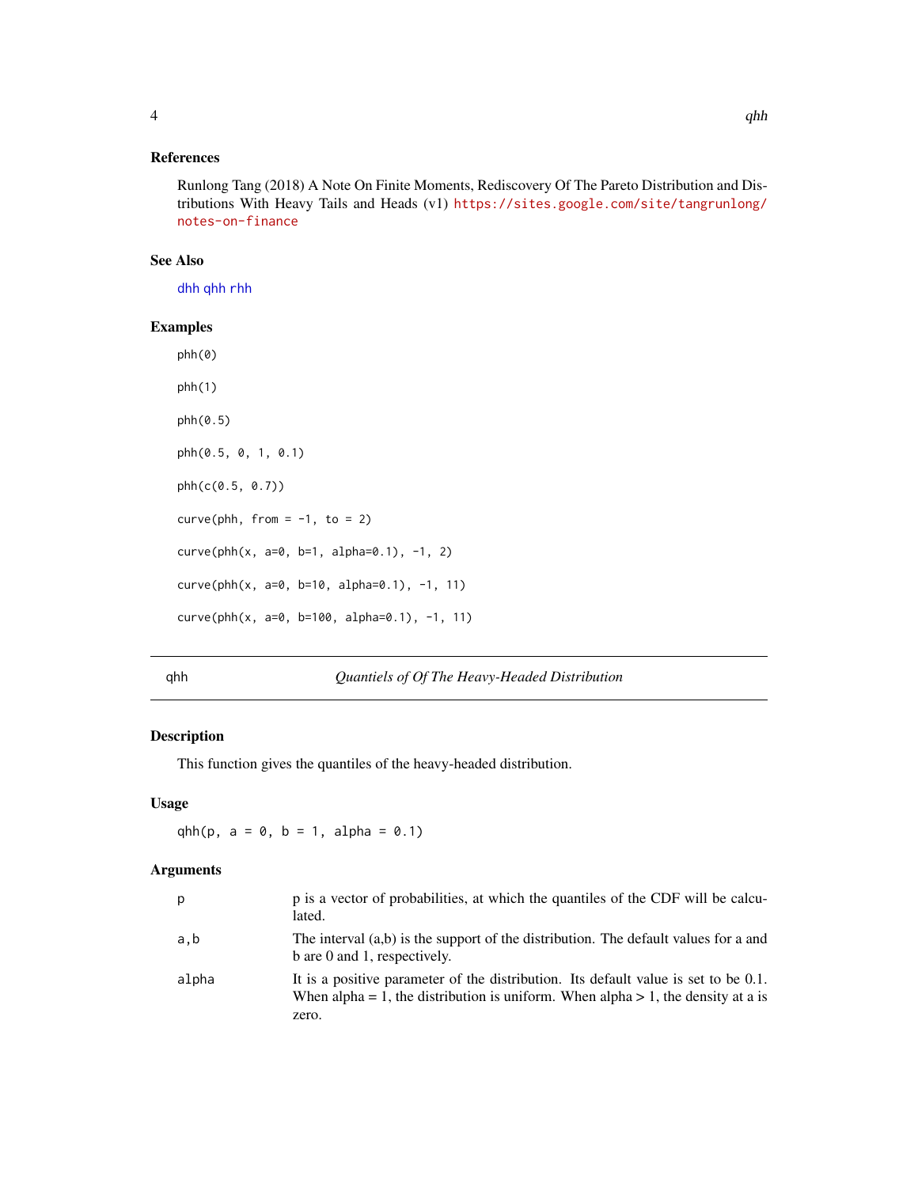### References

Runlong Tang (2018) A Note On Finite Moments, Rediscovery Of The Pareto Distribution and Distributions With Heavy Tails and Heads (v1) https://sites.google.com/site/tangrunlong/notes-on-finance

### See Also

dhh qhh rhh

### Examples

```
phh(0)

phh(1)

phh(0.5)

phh(0.5, 0, 1, 0.1)

phh(c(0.5, 0.7))

curve(phh, from = -1, to = 2)

curve(phh(x, a=0, b=1, alpha=0.1), -1, 2)

curve(phh(x, a=0, b=10, alpha=0.1), -1, 11)

curve(phh(x, a=0, b=100, alpha=0.1), -1, 11)
```

---

## qhh — *Quantiels of Of The Heavy-Headed Distribution*

### Description

This function gives the quantiles of the heavy-headed distribution.

### Usage

```
qhh(p, a = 0, b = 1, alpha = 0.1)
```

### Arguments

| | |
|---|---|
| p | p is a vector of probabilities, at which the quantiles of the CDF will be calculated. |
| a,b | The interval (a,b) is the support of the distribution. The default values for a and b are 0 and 1, respectively. |
| alpha | It is a positive parameter of the distribution. Its default value is set to be 0.1. When alpha = 1, the distribution is uniform. When alpha > 1, the density at a is zero. |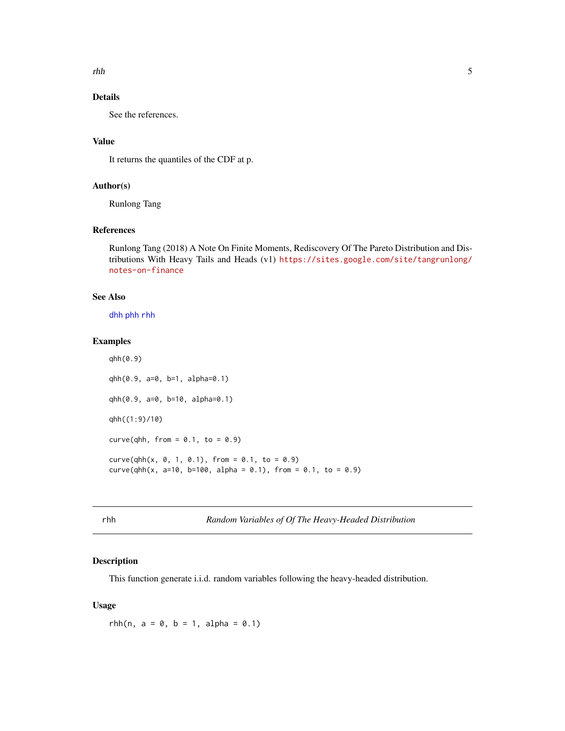## Details

See the references.

## Value

It returns the quantiles of the CDF at p.

## Author(s)

Runlong Tang

## References

Runlong Tang (2018) A Note On Finite Moments, Rediscovery Of The Pareto Distribution and Distributions With Heavy Tails and Heads (v1) https://sites.google.com/site/tangrunlong/notes-on-finance

## See Also

dhh phh rhh

## Examples

```
qhh(0.9)

qhh(0.9, a=0, b=1, alpha=0.1)

qhh(0.9, a=0, b=10, alpha=0.1)

qhh((1:9)/10)

curve(qhh, from = 0.1, to = 0.9)

curve(qhh(x, 0, 1, 0.1), from = 0.1, to = 0.9)
curve(qhh(x, a=10, b=100, alpha = 0.1), from = 0.1, to = 0.9)
```

---

# rhh — *Random Variables of Of The Heavy-Headed Distribution*

## Description

This function generate i.i.d. random variables following the heavy-headed distribution.

## Usage

```
rhh(n, a = 0, b = 1, alpha = 0.1)
```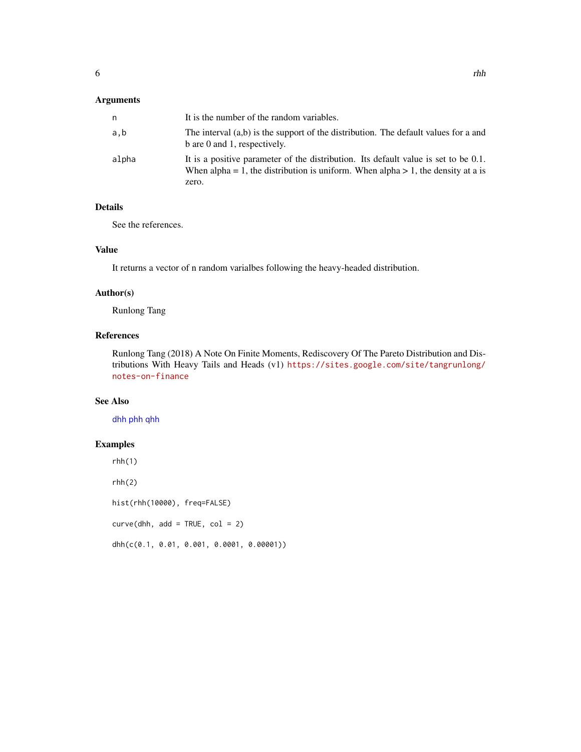### Arguments

| | |
|---|---|
| n | It is the number of the random variables. |
| a,b | The interval (a,b) is the support of the distribution. The default values for a and b are 0 and 1, respectively. |
| alpha | It is a positive parameter of the distribution. Its default value is set to be 0.1. When alpha = 1, the distribution is uniform. When alpha > 1, the density at a is zero. |

### Details

See the references.

### Value

It returns a vector of n random varialbes following the heavy-headed distribution.

### Author(s)

Runlong Tang

### References

Runlong Tang (2018) A Note On Finite Moments, Rediscovery Of The Pareto Distribution and Distributions With Heavy Tails and Heads (v1) https://sites.google.com/site/tangrunlong/notes-on-finance

### See Also

dhh phh qhh

### Examples

```
rhh(1)

rhh(2)

hist(rhh(10000), freq=FALSE)

curve(dhh, add = TRUE, col = 2)

dhh(c(0.1, 0.01, 0.001, 0.0001, 0.00001))
```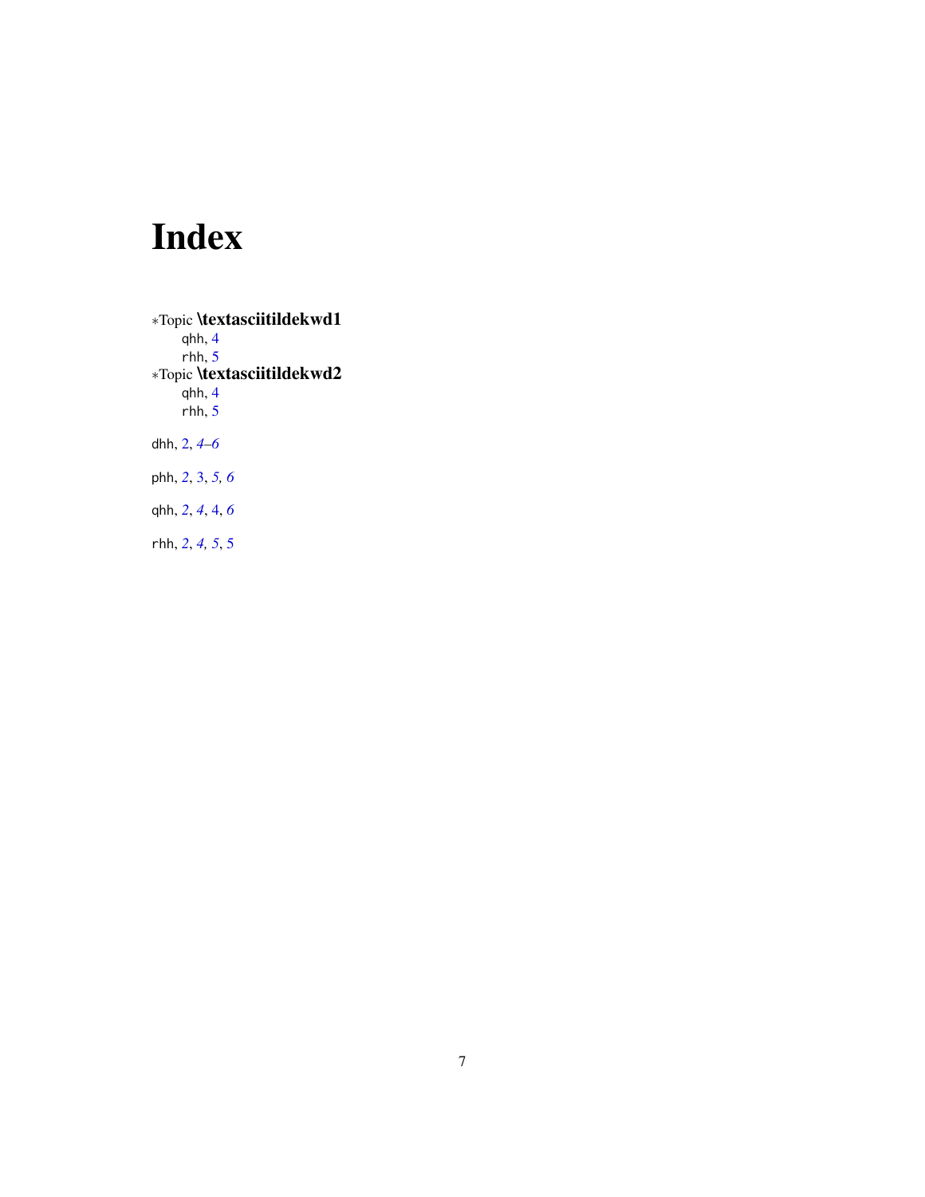# Index

*Topic **\textasciitildekwd1**
  qhh, 4
  rhh, 5
*Topic **\textasciitildekwd2**
  qhh, 4
  rhh, 5

dhh, 2, *4–6*

phh, *2*, 3, *5, 6*

qhh, *2*, *4*, 4, *6*

rhh, *2*, *4, 5*, 5